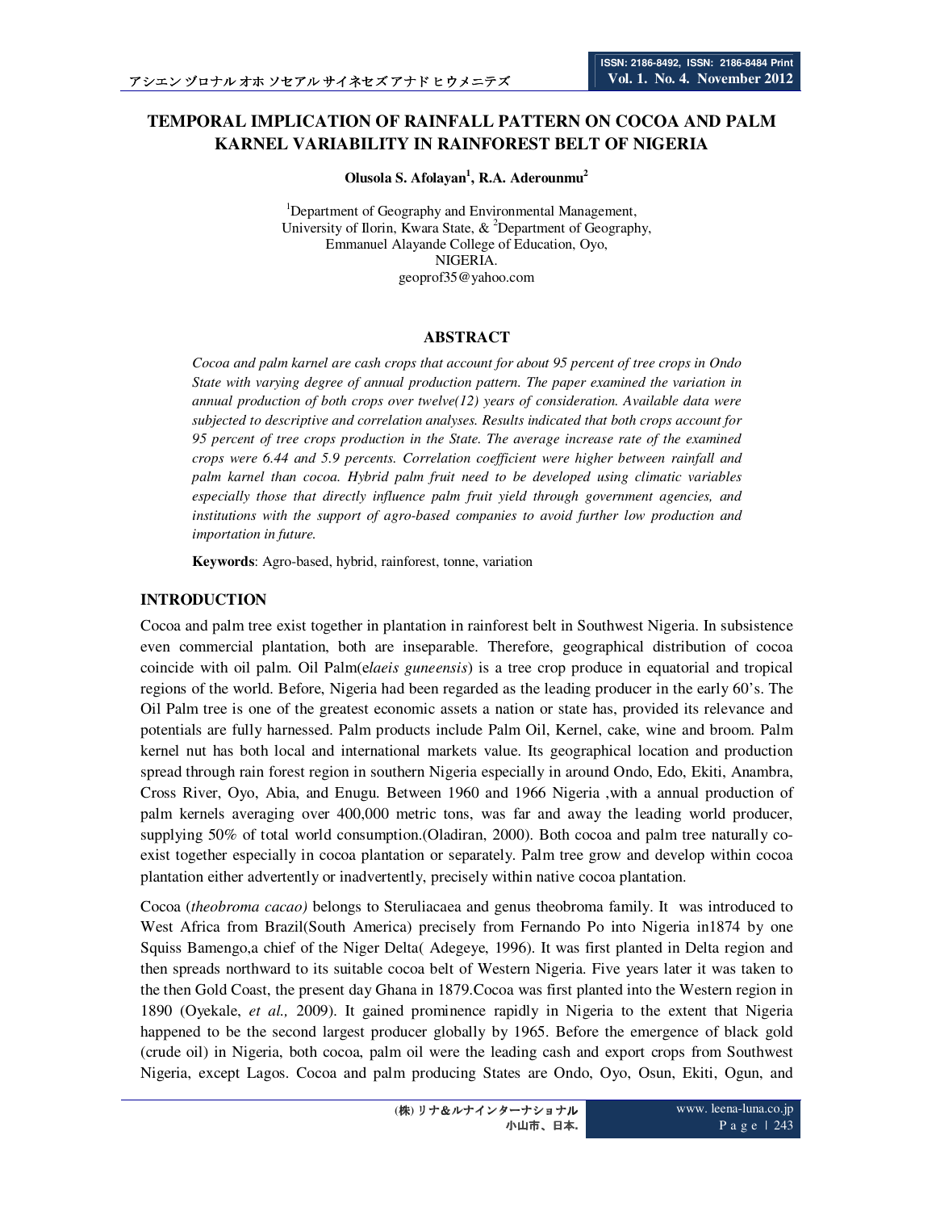# TEMPORAL IMPLICATION OF RAINFALL PATTERN ON COCOA AND PALM KARNEL VARIABILITY IN RAINFOREST BELT OF NIGERIA

**Olusola S. Afolayan[1], R.A. Aderounmu[2]**

[1]Department of Geography and Environmental Management, University of Ilorin, Kwara State, & [2]Department of Geography, Emmanuel Alayande College of Education, Oyo, NIGERIA.
geoprof35@yahoo.com

## ABSTRACT

*Cocoa and palm karnel are cash crops that account for about 95 percent of tree crops in Ondo State with varying degree of annual production pattern. The paper examined the variation in annual production of both crops over twelve(12) years of consideration. Available data were subjected to descriptive and correlation analyses. Results indicated that both crops account for 95 percent of tree crops production in the State. The average increase rate of the examined crops were 6.44 and 5.9 percents. Correlation coefficient were higher between rainfall and palm karnel than cocoa. Hybrid palm fruit need to be developed using climatic variables especially those that directly influence palm fruit yield through government agencies, and institutions with the support of agro-based companies to avoid further low production and importation in future.*

**Keywords**: Agro-based, hybrid, rainforest, tonne, variation

## INTRODUCTION

Cocoa and palm tree exist together in plantation in rainforest belt in Southwest Nigeria. In subsistence even commercial plantation, both are inseparable. Therefore, geographical distribution of cocoa coincide with oil palm. Oil Palm(e*laeis guneensis*) is a tree crop produce in equatorial and tropical regions of the world. Before, Nigeria had been regarded as the leading producer in the early 60's. The Oil Palm tree is one of the greatest economic assets a nation or state has, provided its relevance and potentials are fully harnessed. Palm products include Palm Oil, Kernel, cake, wine and broom. Palm kernel nut has both local and international markets value. Its geographical location and production spread through rain forest region in southern Nigeria especially in around Ondo, Edo, Ekiti, Anambra, Cross River, Oyo, Abia, and Enugu. Between 1960 and 1966 Nigeria ,with a annual production of palm kernels averaging over 400,000 metric tons, was far and away the leading world producer, supplying 50% of total world consumption.(Oladiran, 2000). Both cocoa and palm tree naturally co-exist together especially in cocoa plantation or separately. Palm tree grow and develop within cocoa plantation either advertently or inadvertently, precisely within native cocoa plantation.

Cocoa (*theobroma cacao)* belongs to Steruliacaea and genus theobroma family. It was introduced to West Africa from Brazil(South America) precisely from Fernando Po into Nigeria in1874 by one Squiss Bamengo,a chief of the Niger Delta( Adegeye, 1996). It was first planted in Delta region and then spreads northward to its suitable cocoa belt of Western Nigeria. Five years later it was taken to the then Gold Coast, the present day Ghana in 1879.Cocoa was first planted into the Western region in 1890 (Oyekale, *et al.,* 2009). It gained prominence rapidly in Nigeria to the extent that Nigeria happened to be the second largest producer globally by 1965. Before the emergence of black gold (crude oil) in Nigeria, both cocoa, palm oil were the leading cash and export crops from Southwest Nigeria, except Lagos. Cocoa and palm producing States are Ondo, Oyo, Osun, Ekiti, Ogun, and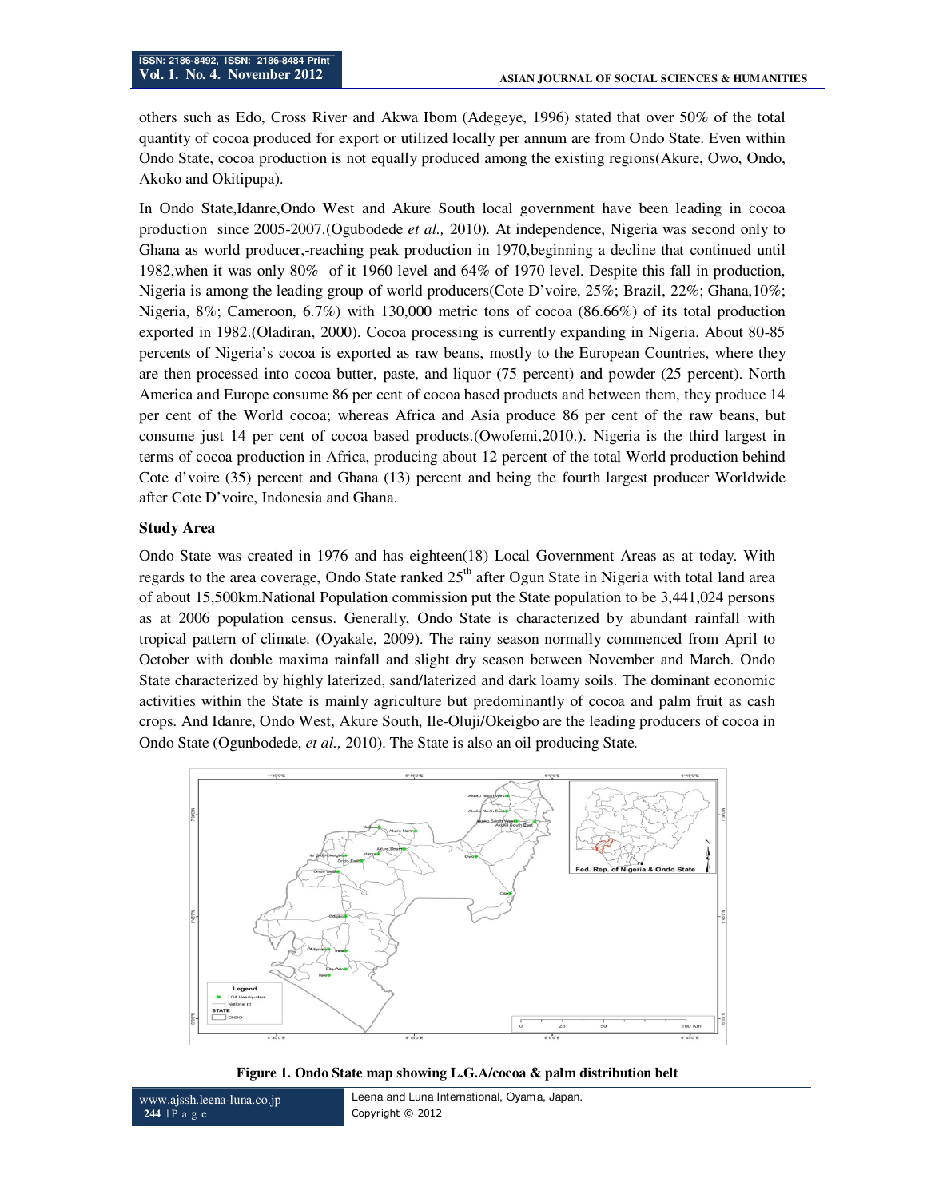others such as Edo, Cross River and Akwa Ibom (Adegeye, 1996) stated that over 50% of the total quantity of cocoa produced for export or utilized locally per annum are from Ondo State. Even within Ondo State, cocoa production is not equally produced among the existing regions(Akure, Owo, Ondo, Akoko and Okitipupa).

In Ondo State,Idanre,Ondo West and Akure South local government have been leading in cocoa production since 2005-2007.(Ogubodede *et al.,* 2010). At independence, Nigeria was second only to Ghana as world producer,-reaching peak production in 1970,beginning a decline that continued until 1982,when it was only 80% of it 1960 level and 64% of 1970 level. Despite this fall in production, Nigeria is among the leading group of world producers(Cote D'voire, 25%; Brazil, 22%; Ghana,10%; Nigeria, 8%; Cameroon, 6.7%) with 130,000 metric tons of cocoa (86.66%) of its total production exported in 1982.(Oladiran, 2000). Cocoa processing is currently expanding in Nigeria. About 80-85 percents of Nigeria's cocoa is exported as raw beans, mostly to the European Countries, where they are then processed into cocoa butter, paste, and liquor (75 percent) and powder (25 percent). North America and Europe consume 86 per cent of cocoa based products and between them, they produce 14 per cent of the World cocoa; whereas Africa and Asia produce 86 per cent of the raw beans, but consume just 14 per cent of cocoa based products.(Owofemi,2010.). Nigeria is the third largest in terms of cocoa production in Africa, producing about 12 percent of the total World production behind Cote d'voire (35) percent and Ghana (13) percent and being the fourth largest producer Worldwide after Cote D'voire, Indonesia and Ghana.

**Study Area**

Ondo State was created in 1976 and has eighteen(18) Local Government Areas as at today. With regards to the area coverage, Ondo State ranked 25th after Ogun State in Nigeria with total land area of about 15,500km.National Population commission put the State population to be 3,441,024 persons as at 2006 population census. Generally, Ondo State is characterized by abundant rainfall with tropical pattern of climate. (Oyakale, 2009). The rainy season normally commenced from April to October with double maxima rainfall and slight dry season between November and March. Ondo State characterized by highly laterized, sand/laterized and dark loamy soils. The dominant economic activities within the State is mainly agriculture but predominantly of cocoa and palm fruit as cash crops. And Idanre, Ondo West, Akure South, Ile-Oluji/Okeigbo are the leading producers of cocoa in Ondo State (Ogunbodede, *et al.,* 2010). The State is also an oil producing State.

**Figure 1. Ondo State map showing L.G.A/cocoa & palm distribution belt**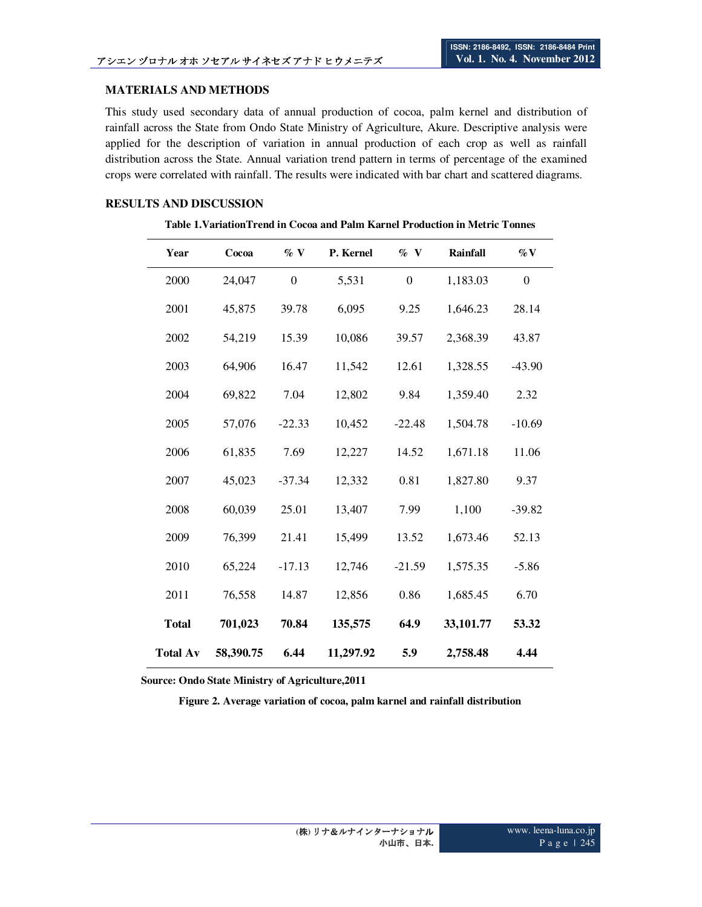## MATERIALS AND METHODS

This study used secondary data of annual production of cocoa, palm kernel and distribution of rainfall across the State from Ondo State Ministry of Agriculture, Akure. Descriptive analysis were applied for the description of variation in annual production of each crop as well as rainfall distribution across the State. Annual variation trend pattern in terms of percentage of the examined crops were correlated with rainfall. The results were indicated with bar chart and scattered diagrams.

## RESULTS AND DISCUSSION

**Table 1.VariationTrend in Cocoa and Palm Karnel Production in Metric Tonnes**

| Year | Cocoa | % V | P. Kernel | % V | Rainfall | %V |
|---|---|---|---|---|---|---|
| 2000 | 24,047 | 0 | 5,531 | 0 | 1,183.03 | 0 |
| 2001 | 45,875 | 39.78 | 6,095 | 9.25 | 1,646.23 | 28.14 |
| 2002 | 54,219 | 15.39 | 10,086 | 39.57 | 2,368.39 | 43.87 |
| 2003 | 64,906 | 16.47 | 11,542 | 12.61 | 1,328.55 | -43.90 |
| 2004 | 69,822 | 7.04 | 12,802 | 9.84 | 1,359.40 | 2.32 |
| 2005 | 57,076 | -22.33 | 10,452 | -22.48 | 1,504.78 | -10.69 |
| 2006 | 61,835 | 7.69 | 12,227 | 14.52 | 1,671.18 | 11.06 |
| 2007 | 45,023 | -37.34 | 12,332 | 0.81 | 1,827.80 | 9.37 |
| 2008 | 60,039 | 25.01 | 13,407 | 7.99 | 1,100 | -39.82 |
| 2009 | 76,399 | 21.41 | 15,499 | 13.52 | 1,673.46 | 52.13 |
| 2010 | 65,224 | -17.13 | 12,746 | -21.59 | 1,575.35 | -5.86 |
| 2011 | 76,558 | 14.87 | 12,856 | 0.86 | 1,685.45 | 6.70 |
| **Total** | **701,023** | **70.84** | **135,575** | **64.9** | **33,101.77** | **53.32** |
| **Total Av** | **58,390.75** | **6.44** | **11,297.92** | **5.9** | **2,758.48** | **4.44** |

**Source: Ondo State Ministry of Agriculture,2011**

**Figure 2. Average variation of cocoa, palm karnel and rainfall distribution**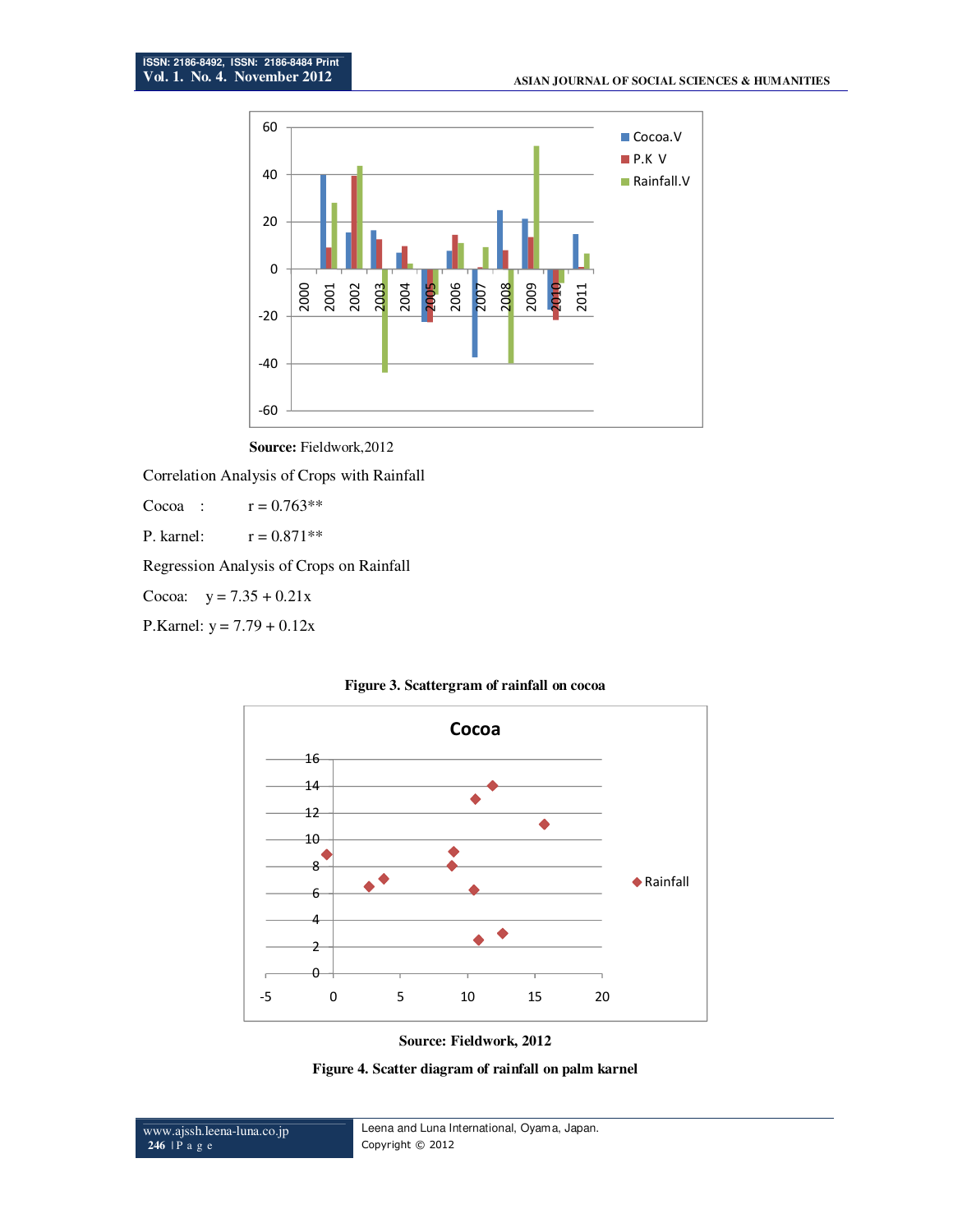Source: Fieldwork,2012

Correlation Analysis of Crops with Rainfall

Cocoa : $r = 0.763^{**}$

P. karnel: $r = 0.871^{**}$

Regression Analysis of Crops on Rainfall

Cocoa: $y = 7.35 + 0.21x$

P.Karnel: $y = 7.79 + 0.12x$

**Figure 3. Scattergram of rainfall on cocoa**

**Source: Fieldwork, 2012**

**Figure 4. Scatter diagram of rainfall on palm karnel**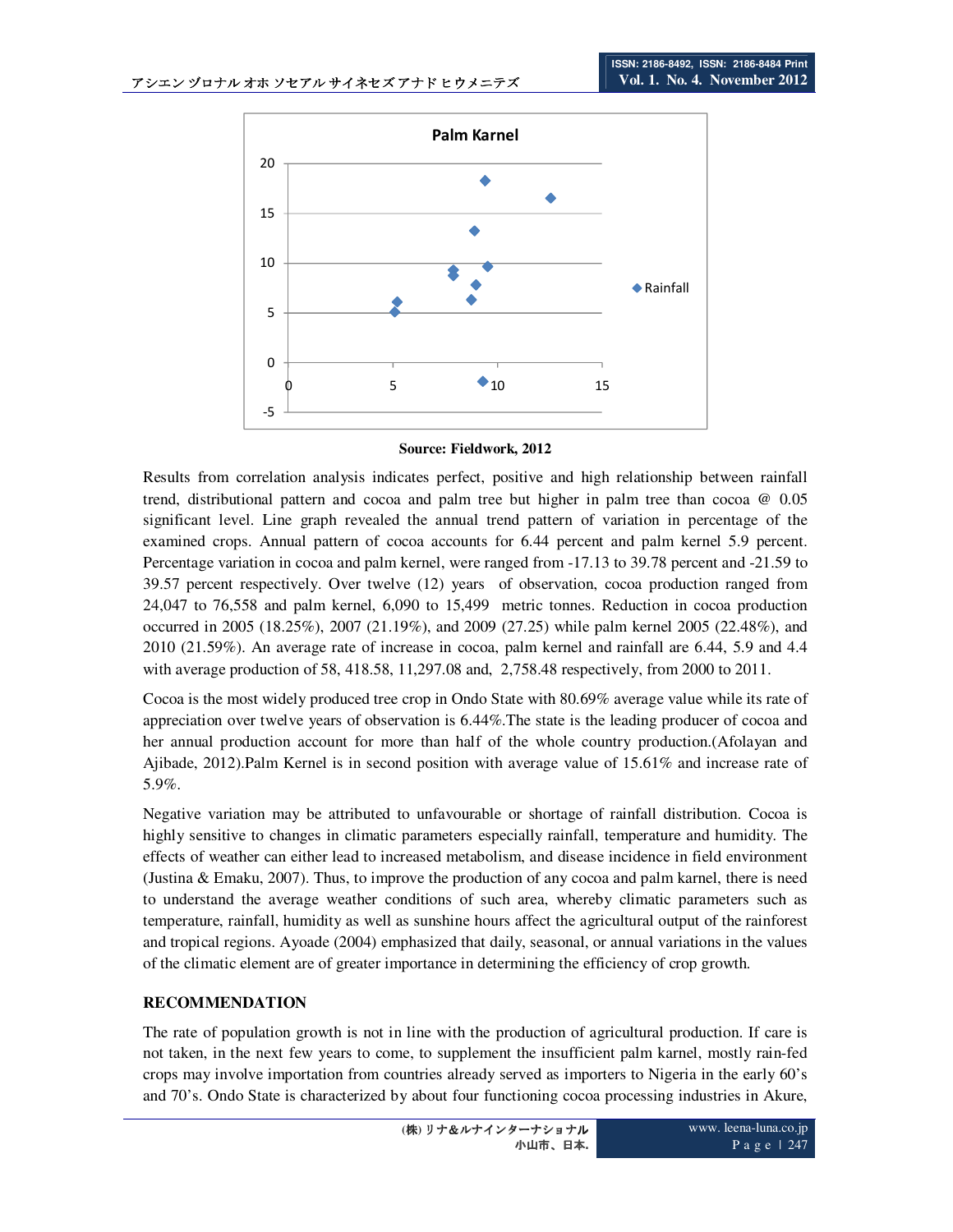Palm Karnel

Source: Fieldwork, 2012

Results from correlation analysis indicates perfect, positive and high relationship between rainfall trend, distributional pattern and cocoa and palm tree but higher in palm tree than cocoa @ 0.05 significant level. Line graph revealed the annual trend pattern of variation in percentage of the examined crops. Annual pattern of cocoa accounts for 6.44 percent and palm kernel 5.9 percent. Percentage variation in cocoa and palm kernel, were ranged from -17.13 to 39.78 percent and -21.59 to 39.57 percent respectively. Over twelve (12) years of observation, cocoa production ranged from 24,047 to 76,558 and palm kernel, 6,090 to 15,499 metric tonnes. Reduction in cocoa production occurred in 2005 (18.25%), 2007 (21.19%), and 2009 (27.25) while palm kernel 2005 (22.48%), and 2010 (21.59%). An average rate of increase in cocoa, palm kernel and rainfall are 6.44, 5.9 and 4.4 with average production of 58, 418.58, 11,297.08 and, 2,758.48 respectively, from 2000 to 2011.

Cocoa is the most widely produced tree crop in Ondo State with 80.69% average value while its rate of appreciation over twelve years of observation is 6.44%.The state is the leading producer of cocoa and her annual production account for more than half of the whole country production.(Afolayan and Ajibade, 2012).Palm Kernel is in second position with average value of 15.61% and increase rate of 5.9%.

Negative variation may be attributed to unfavourable or shortage of rainfall distribution. Cocoa is highly sensitive to changes in climatic parameters especially rainfall, temperature and humidity. The effects of weather can either lead to increased metabolism, and disease incidence in field environment (Justina & Emaku, 2007). Thus, to improve the production of any cocoa and palm karnel, there is need to understand the average weather conditions of such area, whereby climatic parameters such as temperature, rainfall, humidity as well as sunshine hours affect the agricultural output of the rainforest and tropical regions. Ayoade (2004) emphasized that daily, seasonal, or annual variations in the values of the climatic element are of greater importance in determining the efficiency of crop growth.

## RECOMMENDATION

The rate of population growth is not in line with the production of agricultural production. If care is not taken, in the next few years to come, to supplement the insufficient palm karnel, mostly rain-fed crops may involve importation from countries already served as importers to Nigeria in the early 60's and 70's. Ondo State is characterized by about four functioning cocoa processing industries in Akure,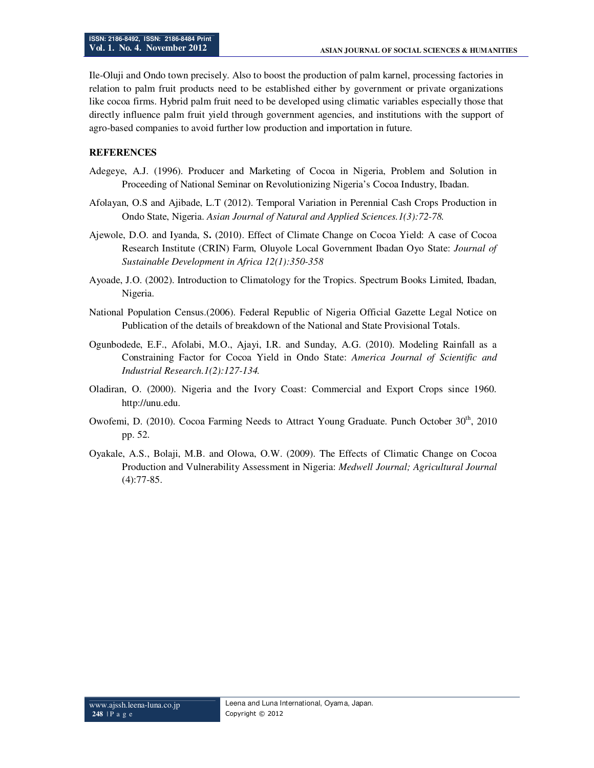Ile-Oluji and Ondo town precisely. Also to boost the production of palm karnel, processing factories in relation to palm fruit products need to be established either by government or private organizations like cocoa firms. Hybrid palm fruit need to be developed using climatic variables especially those that directly influence palm fruit yield through government agencies, and institutions with the support of agro-based companies to avoid further low production and importation in future.

## REFERENCES

Adegeye, A.J. (1996). Producer and Marketing of Cocoa in Nigeria, Problem and Solution in Proceeding of National Seminar on Revolutionizing Nigeria's Cocoa Industry, Ibadan.

Afolayan, O.S and Ajibade, L.T (2012). Temporal Variation in Perennial Cash Crops Production in Ondo State, Nigeria. *Asian Journal of Natural and Applied Sciences.1(3):72-78.*

Ajewole, D.O. and Iyanda, S**.** (2010). Effect of Climate Change on Cocoa Yield: A case of Cocoa Research Institute (CRIN) Farm, Oluyole Local Government Ibadan Oyo State: *Journal of Sustainable Development in Africa 12(1):350-358*

Ayoade, J.O. (2002). Introduction to Climatology for the Tropics. Spectrum Books Limited, Ibadan, Nigeria.

National Population Census.(2006). Federal Republic of Nigeria Official Gazette Legal Notice on Publication of the details of breakdown of the National and State Provisional Totals.

Ogunbodede, E.F., Afolabi, M.O., Ajayi, I.R. and Sunday, A.G. (2010). Modeling Rainfall as a Constraining Factor for Cocoa Yield in Ondo State: *America Journal of Scientific and Industrial Research.1(2):127-134.*

Oladiran, O. (2000). Nigeria and the Ivory Coast: Commercial and Export Crops since 1960. http://unu.edu.

Owofemi, D. (2010). Cocoa Farming Needs to Attract Young Graduate. Punch October 30th, 2010 pp. 52.

Oyakale, A.S., Bolaji, M.B. and Olowa, O.W. (2009). The Effects of Climatic Change on Cocoa Production and Vulnerability Assessment in Nigeria: *Medwell Journal; Agricultural Journal* (4):77-85.